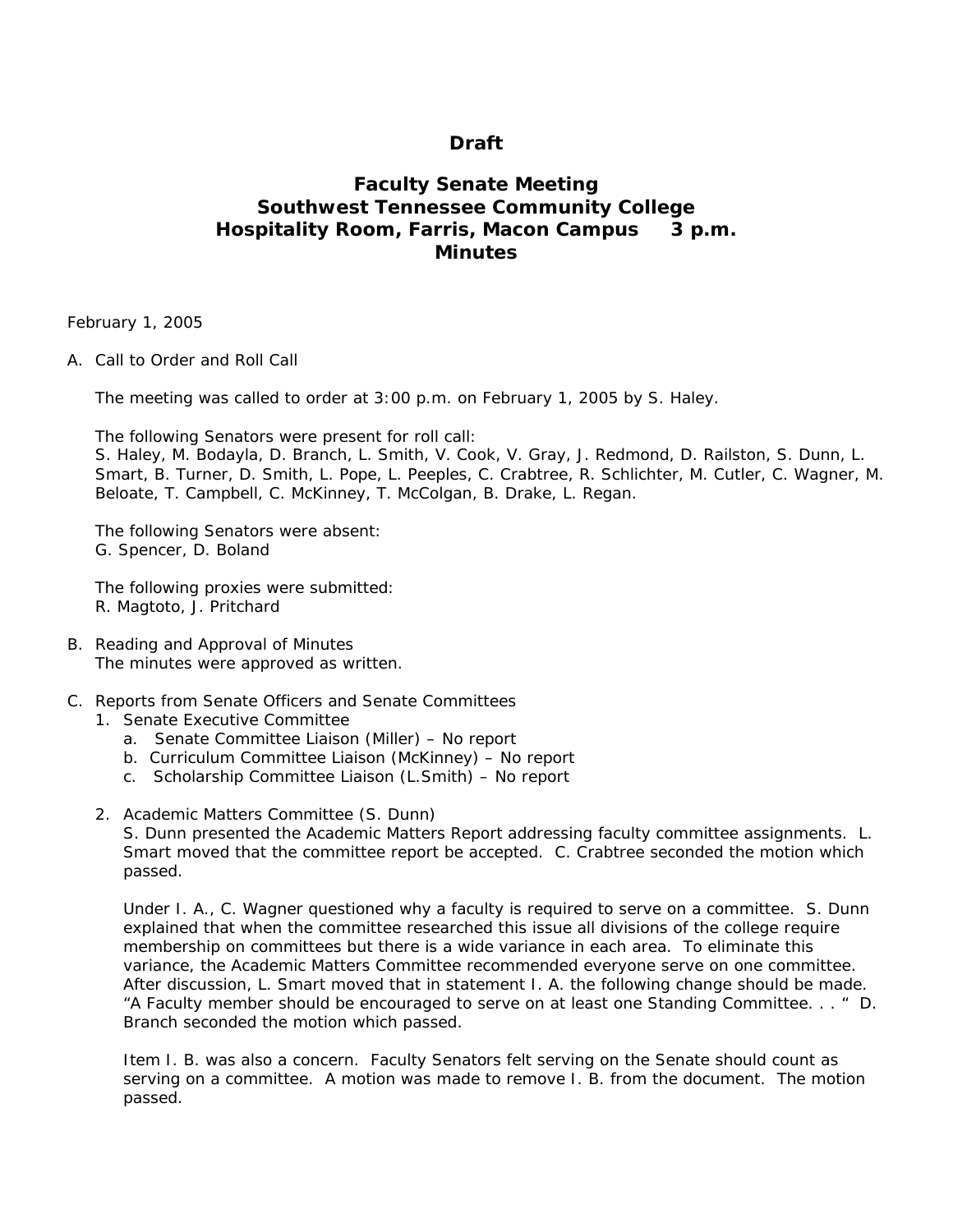**Draft**

# Faculty Senate Meeting
# Southwest Tennessee Community College
# Hospitality Room, Farris, Macon Campus 3 p.m.
# Minutes

February 1, 2005

A. Call to Order and Roll Call

The meeting was called to order at 3:00 p.m. on February 1, 2005 by S. Haley.

The following Senators were present for roll call:
S. Haley, M. Bodayla, D. Branch, L. Smith, V. Cook, V. Gray, J. Redmond, D. Railston, S. Dunn, L. Smart, B. Turner, D. Smith, L. Pope, L. Peeples, C. Crabtree, R. Schlichter, M. Cutler, C. Wagner, M. Beloate, T. Campbell, C. McKinney, T. McColgan, B. Drake, L. Regan.

The following Senators were absent:
G. Spencer, D. Boland

The following proxies were submitted:
R. Magtoto, J. Pritchard

B. Reading and Approval of Minutes
The minutes were approved as written.

C. Reports from Senate Officers and Senate Committees
1. Senate Executive Committee
   a. Senate Committee Liaison (Miller) – No report
   b. Curriculum Committee Liaison (McKinney) – No report
   c. Scholarship Committee Liaison (L.Smith) – No report

2. Academic Matters Committee (S. Dunn)
S. Dunn presented the Academic Matters Report addressing faculty committee assignments. L. Smart moved that the committee report be accepted. C. Crabtree seconded the motion which passed.

Under I. A., C. Wagner questioned why a faculty is required to serve on a committee. S. Dunn explained that when the committee researched this issue all divisions of the college require membership on committees but there is a wide variance in each area. To eliminate this variance, the Academic Matters Committee recommended everyone serve on one committee. After discussion, L. Smart moved that in statement I. A. the following change should be made. "A Faculty member should be encouraged to serve on at least one Standing Committee. . . " D. Branch seconded the motion which passed.

Item I. B. was also a concern. Faculty Senators felt serving on the Senate should count as serving on a committee. A motion was made to remove I. B. from the document. The motion passed.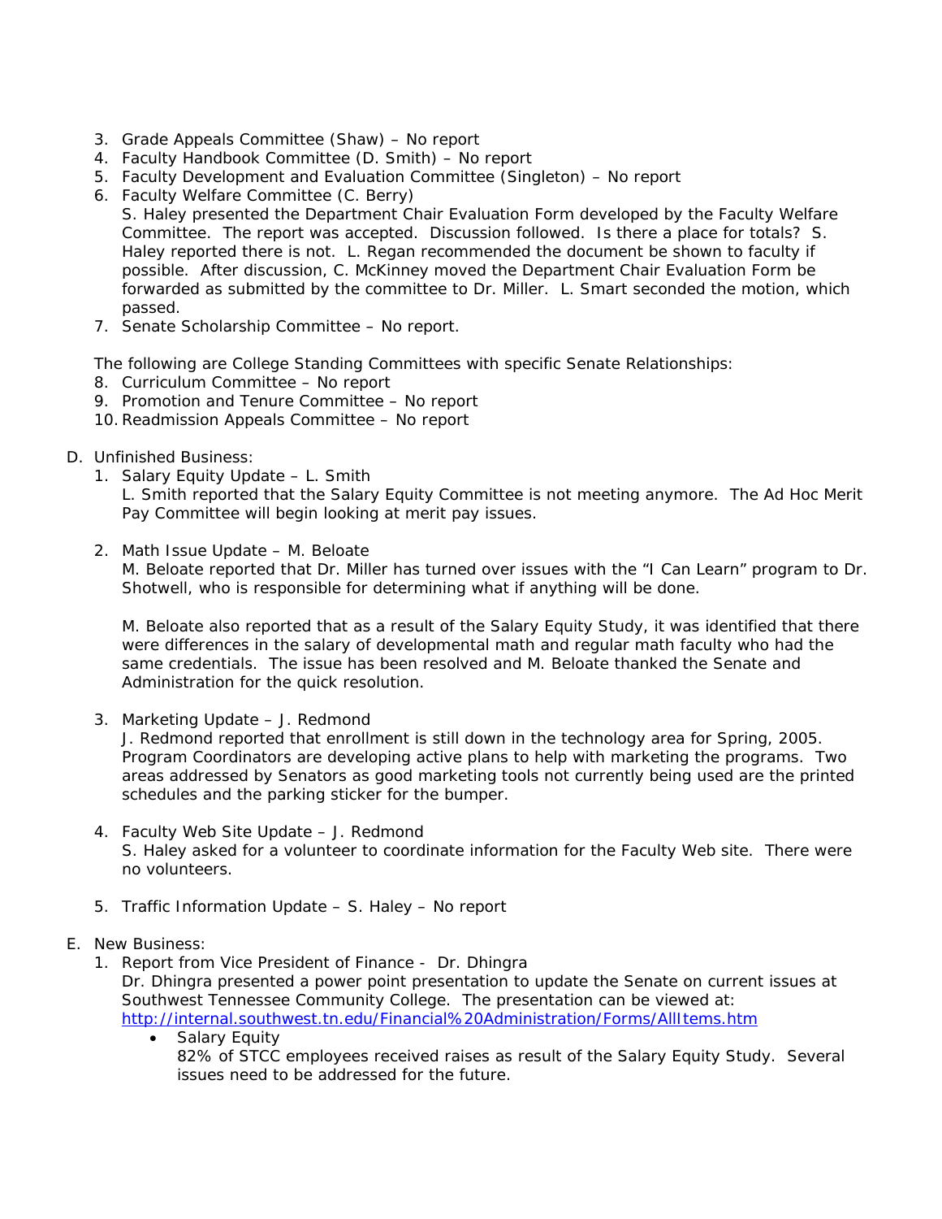3. Grade Appeals Committee (Shaw) – No report
4. Faculty Handbook Committee (D. Smith) – No report
5. Faculty Development and Evaluation Committee (Singleton) – No report
6. Faculty Welfare Committee (C. Berry)
   S. Haley presented the Department Chair Evaluation Form developed by the Faculty Welfare Committee. The report was accepted. Discussion followed. Is there a place for totals? S. Haley reported there is not. L. Regan recommended the document be shown to faculty if possible. After discussion, C. McKinney moved the Department Chair Evaluation Form be forwarded as submitted by the committee to Dr. Miller. L. Smart seconded the motion, which passed.
7. Senate Scholarship Committee – No report.

The following are College Standing Committees with specific Senate Relationships:

8. Curriculum Committee – No report
9. Promotion and Tenure Committee – No report
10. Readmission Appeals Committee – No report

D. Unfinished Business:

1. Salary Equity Update – L. Smith
   L. Smith reported that the Salary Equity Committee is not meeting anymore. The Ad Hoc Merit Pay Committee will begin looking at merit pay issues.

2. Math Issue Update – M. Beloate
   M. Beloate reported that Dr. Miller has turned over issues with the "I Can Learn" program to Dr. Shotwell, who is responsible for determining what if anything will be done.

   M. Beloate also reported that as a result of the Salary Equity Study, it was identified that there were differences in the salary of developmental math and regular math faculty who had the same credentials. The issue has been resolved and M. Beloate thanked the Senate and Administration for the quick resolution.

3. Marketing Update – J. Redmond
   J. Redmond reported that enrollment is still down in the technology area for Spring, 2005. Program Coordinators are developing active plans to help with marketing the programs. Two areas addressed by Senators as good marketing tools not currently being used are the printed schedules and the parking sticker for the bumper.

4. Faculty Web Site Update – J. Redmond
   S. Haley asked for a volunteer to coordinate information for the Faculty Web site. There were no volunteers.

5. Traffic Information Update – S. Haley – No report

E. New Business:

1. Report from Vice President of Finance - Dr. Dhingra
   Dr. Dhingra presented a power point presentation to update the Senate on current issues at Southwest Tennessee Community College. The presentation can be viewed at: http://internal.southwest.tn.edu/Financial%20Administration/Forms/AllItems.htm
   - Salary Equity
     82% of STCC employees received raises as result of the Salary Equity Study. Several issues need to be addressed for the future.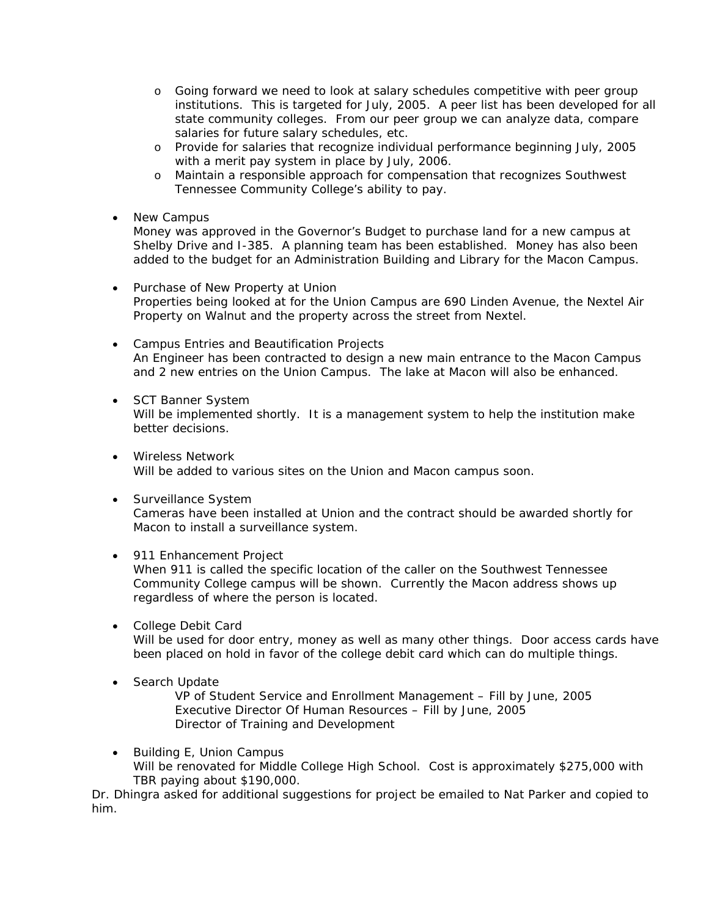- Going forward we need to look at salary schedules competitive with peer group institutions. This is targeted for July, 2005. A peer list has been developed for all state community colleges. From our peer group we can analyze data, compare salaries for future salary schedules, etc.
  - Provide for salaries that recognize individual performance beginning July, 2005 with a merit pay system in place by July, 2006.
  - Maintain a responsible approach for compensation that recognizes Southwest Tennessee Community College's ability to pay.

- New Campus
  Money was approved in the Governor's Budget to purchase land for a new campus at Shelby Drive and I-385. A planning team has been established. Money has also been added to the budget for an Administration Building and Library for the Macon Campus.

- Purchase of New Property at Union
  Properties being looked at for the Union Campus are 690 Linden Avenue, the Nextel Air Property on Walnut and the property across the street from Nextel.

- Campus Entries and Beautification Projects
  An Engineer has been contracted to design a new main entrance to the Macon Campus and 2 new entries on the Union Campus. The lake at Macon will also be enhanced.

- SCT Banner System
  Will be implemented shortly. It is a management system to help the institution make better decisions.

- Wireless Network
  Will be added to various sites on the Union and Macon campus soon.

- Surveillance System
  Cameras have been installed at Union and the contract should be awarded shortly for Macon to install a surveillance system.

- 911 Enhancement Project
  When 911 is called the specific location of the caller on the Southwest Tennessee Community College campus will be shown. Currently the Macon address shows up regardless of where the person is located.

- College Debit Card
  Will be used for door entry, money as well as many other things. Door access cards have been placed on hold in favor of the college debit card which can do multiple things.

- Search Update
  - VP of Student Service and Enrollment Management – Fill by June, 2005
  - Executive Director Of Human Resources – Fill by June, 2005
  - Director of Training and Development

- Building E, Union Campus
  Will be renovated for Middle College High School. Cost is approximately $275,000 with TBR paying about $190,000.

Dr. Dhingra asked for additional suggestions for project be emailed to Nat Parker and copied to him.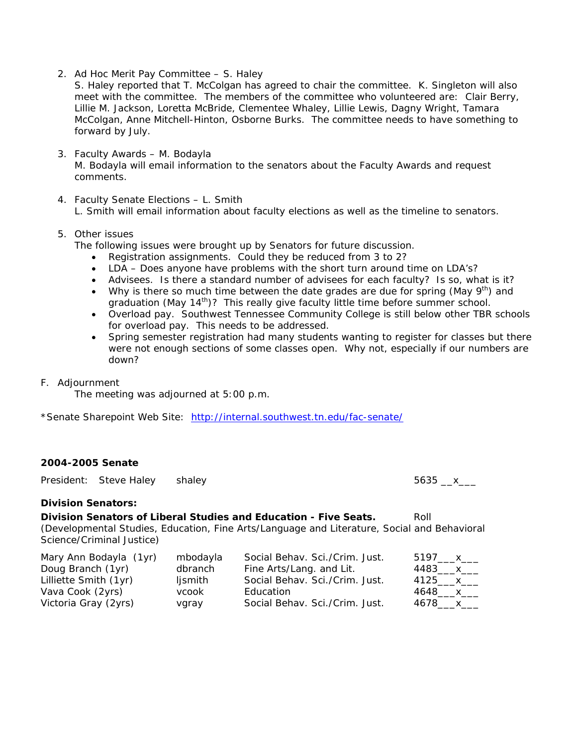2. Ad Hoc Merit Pay Committee – S. Haley
   S. Haley reported that T. McColgan has agreed to chair the committee. K. Singleton will also meet with the committee. The members of the committee who volunteered are: Clair Berry, Lillie M. Jackson, Loretta McBride, Clementee Whaley, Lillie Lewis, Dagny Wright, Tamara McColgan, Anne Mitchell-Hinton, Osborne Burks. The committee needs to have something to forward by July.

3. Faculty Awards – M. Bodayla
   M. Bodayla will email information to the senators about the Faculty Awards and request comments.

4. Faculty Senate Elections – L. Smith
   L. Smith will email information about faculty elections as well as the timeline to senators.

5. Other issues
   The following issues were brought up by Senators for future discussion.
   - Registration assignments. Could they be reduced from 3 to 2?
   - LDA – Does anyone have problems with the short turn around time on LDA's?
   - Advisees. Is there a standard number of advisees for each faculty? Is so, what is it?
   - Why is there so much time between the date grades are due for spring (May 9th) and graduation (May 14th)? This really give faculty little time before summer school.
   - Overload pay. Southwest Tennessee Community College is still below other TBR schools for overload pay. This needs to be addressed.
   - Spring semester registration had many students wanting to register for classes but there were not enough sections of some classes open. Why not, especially if our numbers are down?

F. Adjournment
   The meeting was adjourned at 5:00 p.m.

*Senate Sharepoint Web Site: http://internal.southwest.tn.edu/fac-senate/

**2004-2005 Senate**

President: Steve Haley shaley 5635 __x___

**Division Senators:**

**Division Senators of Liberal Studies and Education - Five Seats.** Roll
(Developmental Studies, Education, Fine Arts/Language and Literature, Social and Behavioral Science/Criminal Justice)

| | | | |
|---|---|---|---|
| Mary Ann Bodayla (1yr) | mbodayla | Social Behav. Sci./Crim. Just. | 5197___x___ |
| Doug Branch (1yr) | dbranch | Fine Arts/Lang. and Lit. | 4483___x___ |
| Lilliette Smith (1yr) | ljsmith | Social Behav. Sci./Crim. Just. | 4125___x___ |
| Vava Cook (2yrs) | vcook | Education | 4648___x___ |
| Victoria Gray (2yrs) | vgray | Social Behav. Sci./Crim. Just. | 4678___x___ |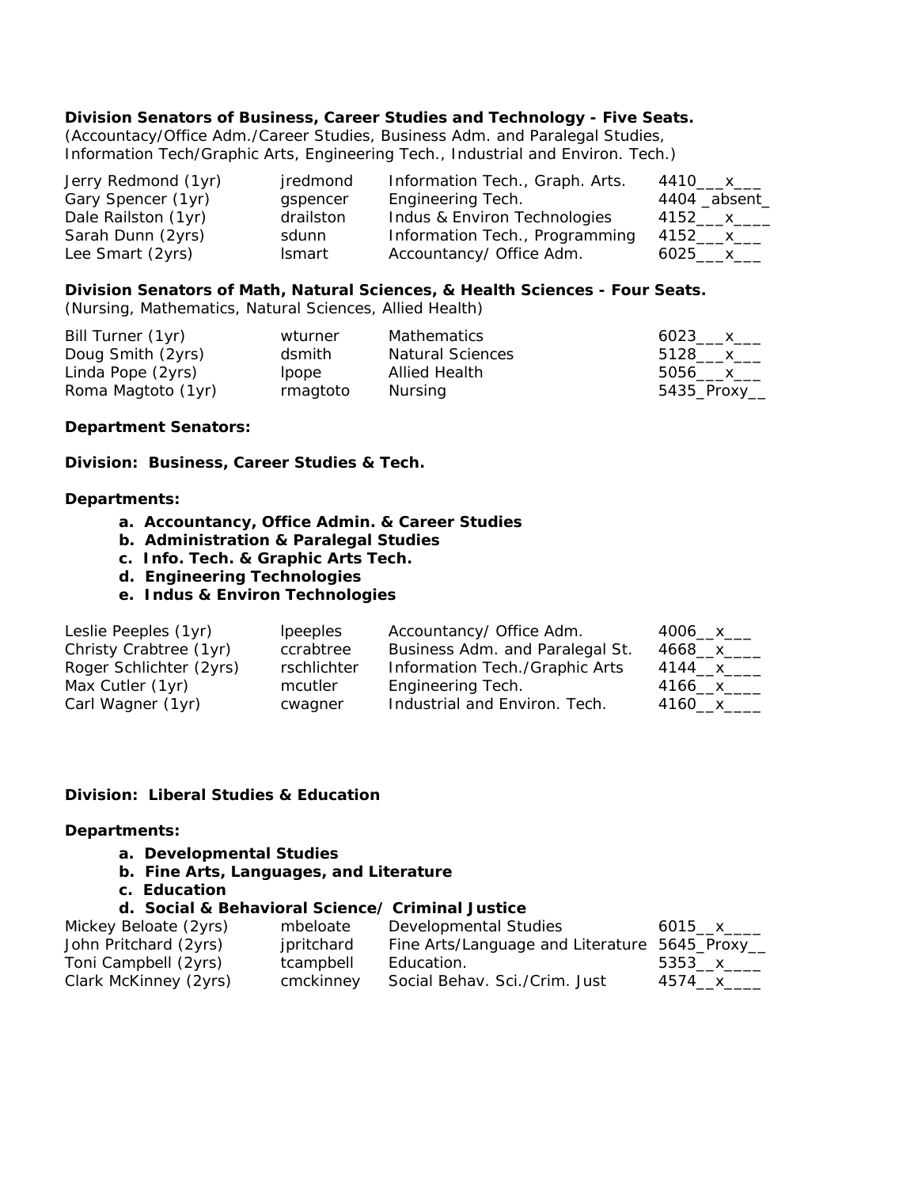**Division Senators of Business, Career Studies and Technology - Five Seats.**
(Accountancy/Office Adm./Career Studies, Business Adm. and Paralegal Studies, Information Tech/Graphic Arts, Engineering Tech., Industrial and Environ. Tech.)

| | | | |
|---|---|---|---|
| Jerry Redmond (1yr) | jredmond | Information Tech., Graph. Arts. | 4410___x___ |
| Gary Spencer (1yr) | gspencer | Engineering Tech. | 4404 _absent_ |
| Dale Railston (1yr) | drailston | Indus & Environ Technologies | 4152___x____ |
| Sarah Dunn (2yrs) | sdunn | Information Tech., Programming | 4152___x___ |
| Lee Smart (2yrs) | lsmart | Accountancy/ Office Adm. | 6025___x___ |

**Division Senators of Math, Natural Sciences, & Health Sciences - Four Seats.**
(Nursing, Mathematics, Natural Sciences, Allied Health)

| | | | |
|---|---|---|---|
| Bill Turner (1yr) | wturner | Mathematics | 6023___x___ |
| Doug Smith (2yrs) | dsmith | Natural Sciences | 5128___x___ |
| Linda Pope (2yrs) | lpope | Allied Health | 5056___x___ |
| Roma Magtoto (1yr) | rmagtoto | Nursing | 5435_Proxy__ |

**Department Senators:**

**Division: Business, Career Studies & Tech.**

**Departments:**

a. **Accountancy, Office Admin. & Career Studies**
b. **Administration & Paralegal Studies**
c. **Info. Tech. & Graphic Arts Tech.**
d. **Engineering Technologies**
e. **Indus & Environ Technologies**

| | | | |
|---|---|---|---|
| Leslie Peeples (1yr) | lpeeples | Accountancy/ Office Adm. | 4006__x___ |
| Christy Crabtree (1yr) | ccrabtree | Business Adm. and Paralegal St. | 4668__x____ |
| Roger Schlichter (2yrs) | rschlichter | Information Tech./Graphic Arts | 4144__x____ |
| Max Cutler (1yr) | mcutler | Engineering Tech. | 4166__x____ |
| Carl Wagner (1yr) | cwagner | Industrial and Environ. Tech. | 4160__x____ |

**Division: Liberal Studies & Education**

**Departments:**

a. **Developmental Studies**
b. **Fine Arts, Languages, and Literature**
c. **Education**
d. **Social & Behavioral Science/ Criminal Justice**

| | | | |
|---|---|---|---|
| Mickey Beloate (2yrs) | mbeloate | Developmental Studies | 6015__x____ |
| John Pritchard (2yrs) | jpritchard | Fine Arts/Language and Literature | 5645_Proxy__ |
| Toni Campbell (2yrs) | tcampbell | Education. | 5353__x____ |
| Clark McKinney (2yrs) | cmckinney | Social Behav. Sci./Crim. Just | 4574__x____ |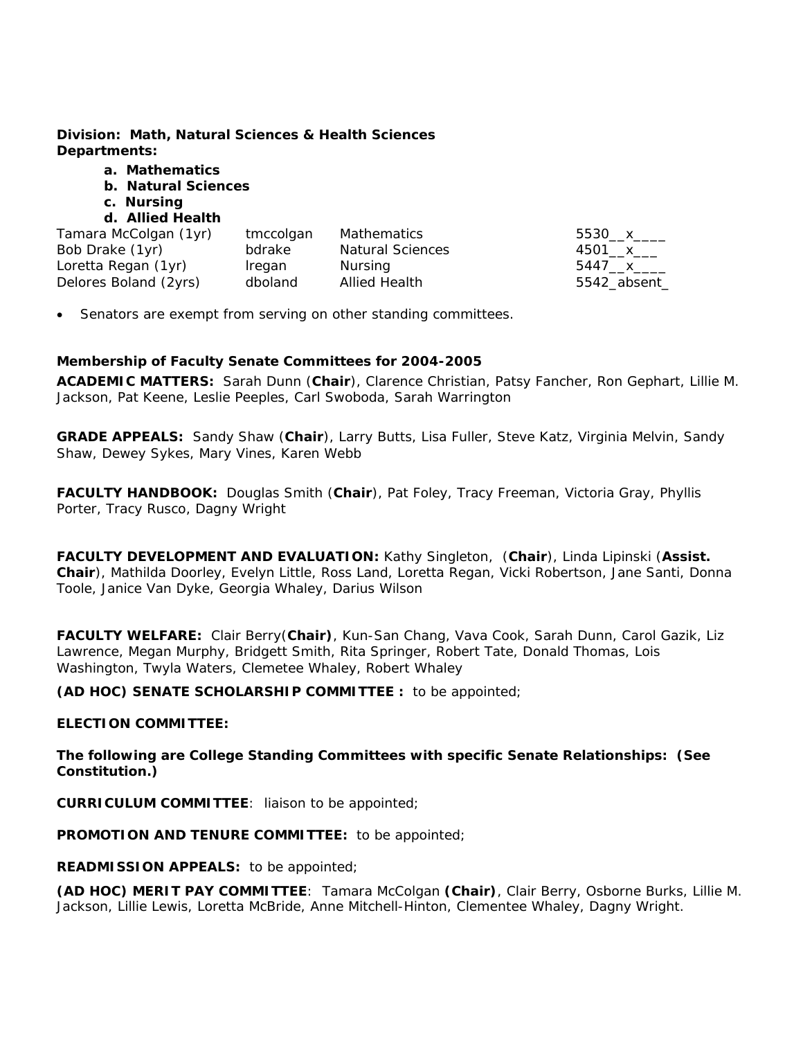**Division: Math, Natural Sciences & Health Sciences**
**Departments:**

- **a. Mathematics**
- **b. Natural Sciences**
- **c. Nursing**
- **d. Allied Health**

| | | | |
|---|---|---|---|
| Tamara McColgan (1yr) | tmccolgan | Mathematics | 5530__x____ |
| Bob Drake (1yr) | bdrake | Natural Sciences | 4501__x___ |
| Loretta Regan (1yr) | lregan | Nursing | 5447__x____ |
| Delores Boland (2yrs) | dboland | Allied Health | 5542_absent_ |

- Senators are exempt from serving on other standing committees.

**Membership of Faculty Senate Committees for 2004-2005**

**ACADEMIC MATTERS:** Sarah Dunn (**Chair**), Clarence Christian, Patsy Fancher, Ron Gephart, Lillie M. Jackson, Pat Keene, Leslie Peeples, Carl Swoboda, Sarah Warrington

**GRADE APPEALS:** Sandy Shaw (**Chair**), Larry Butts, Lisa Fuller, Steve Katz, Virginia Melvin, Sandy Shaw, Dewey Sykes, Mary Vines, Karen Webb

**FACULTY HANDBOOK:** Douglas Smith (**Chair**), Pat Foley, Tracy Freeman, Victoria Gray, Phyllis Porter, Tracy Rusco, Dagny Wright

**FACULTY DEVELOPMENT AND EVALUATION:** Kathy Singleton, (**Chair**), Linda Lipinski (**Assist. Chair**), Mathilda Doorley, Evelyn Little, Ross Land, Loretta Regan, Vicki Robertson, Jane Santi, Donna Toole, Janice Van Dyke, Georgia Whaley, Darius Wilson

**FACULTY WELFARE:** Clair Berry(**Chair)**, Kun-San Chang, Vava Cook, Sarah Dunn, Carol Gazik, Liz Lawrence, Megan Murphy, Bridgett Smith, Rita Springer, Robert Tate, Donald Thomas, Lois Washington, Twyla Waters, Clemetee Whaley, Robert Whaley

**(AD HOC) SENATE SCHOLARSHIP COMMITTEE :** to be appointed;

**ELECTION COMMITTEE:**

**The following are College Standing Committees with specific Senate Relationships: (See Constitution.)**

**CURRICULUM COMMITTEE**: liaison to be appointed;

**PROMOTION AND TENURE COMMITTEE:** to be appointed;

**READMISSION APPEALS:** to be appointed;

**(AD HOC) MERIT PAY COMMITTEE**: Tamara McColgan **(Chair)**, Clair Berry, Osborne Burks, Lillie M. Jackson, Lillie Lewis, Loretta McBride, Anne Mitchell-Hinton, Clementee Whaley, Dagny Wright.